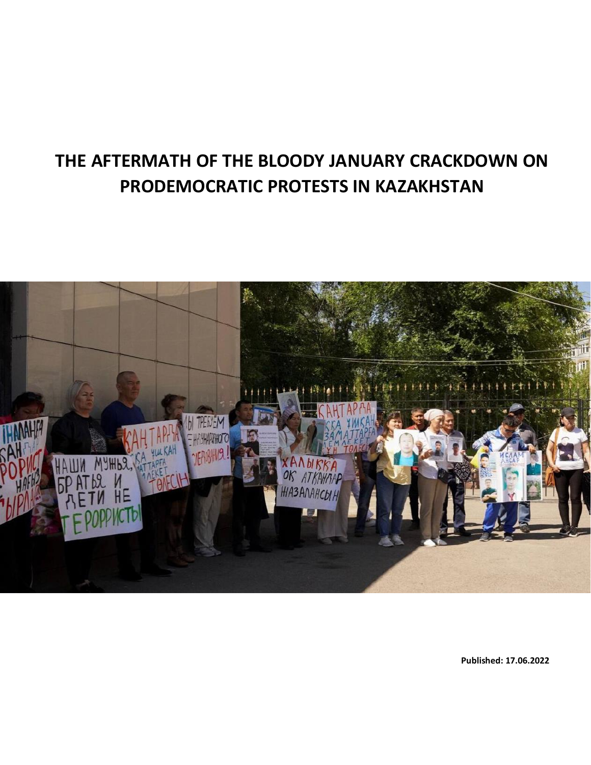# THE AFTERMATH OF THE BLOODY JANUARY CRACKDOWN ON PRODEMOCRATIC PROTESTS IN KAZAKHSTAN

**Published: 17.06.2022**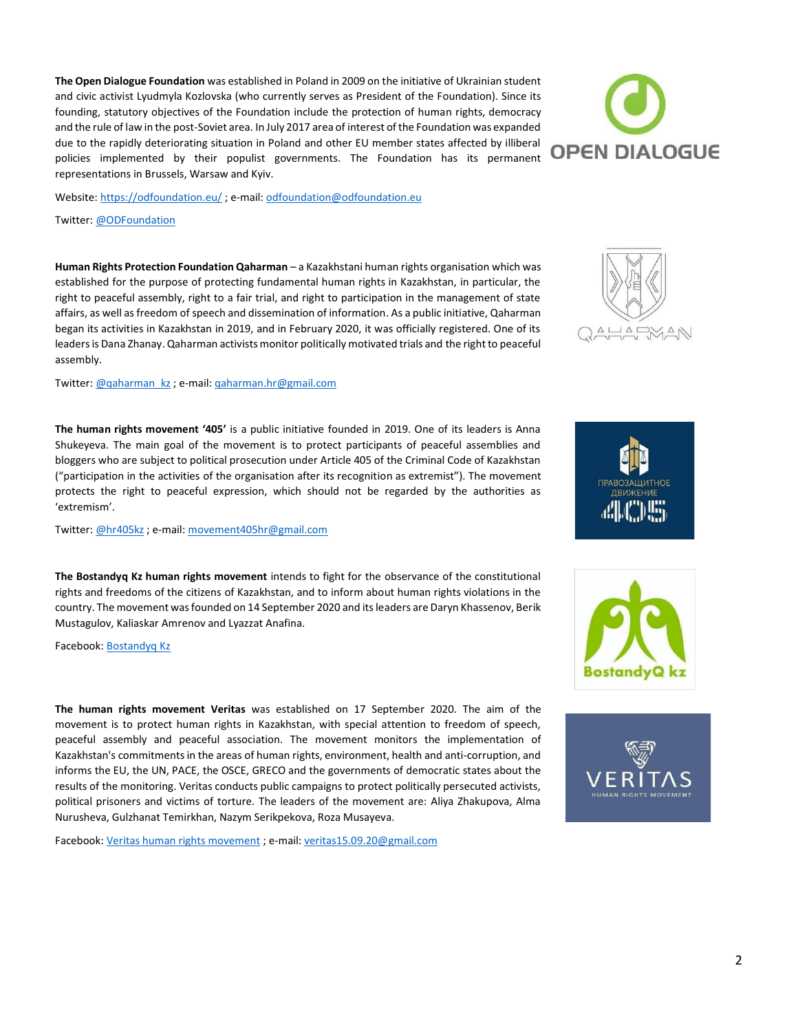**The Open Dialogue Foundation** was established in Poland in 2009 on the initiative of Ukrainian student and civic activist Lyudmyla Kozlovska (who currently serves as President of the Foundation). Since its founding, statutory objectives of the Foundation include the protection of human rights, democracy and the rule of law in the post-Soviet area. In July 2017 area of interest of the Foundation was expanded due to the rapidly deteriorating situation in Poland and other EU member states affected by illiberal policies implemented by their populist governments. The Foundation has its permanent representations in Brussels, Warsaw and Kyiv.

Website: https://odfoundation.eu/ ; e-mail: odfoundation@odfoundation.eu

Twitter: @ODFoundation

**Human Rights Protection Foundation Qaharman** – a Kazakhstani human rights organisation which was established for the purpose of protecting fundamental human rights in Kazakhstan, in particular, the right to peaceful assembly, right to a fair trial, and right to participation in the management of state affairs, as well as freedom of speech and dissemination of information. As a public initiative, Qaharman began its activities in Kazakhstan in 2019, and in February 2020, it was officially registered. One of its leaders is Dana Zhanay. Qaharman activists monitor politically motivated trials and the right to peaceful assembly.

Twitter: @qaharman_kz ; e-mail: qaharman.hr@gmail.com

**The human rights movement '405'** is a public initiative founded in 2019. One of its leaders is Anna Shukeyeva. The main goal of the movement is to protect participants of peaceful assemblies and bloggers who are subject to political prosecution under Article 405 of the Criminal Code of Kazakhstan ("participation in the activities of the organisation after its recognition as extremist"). The movement protects the right to peaceful expression, which should not be regarded by the authorities as 'extremism'.

Twitter: @hr405kz ; e-mail: movement405hr@gmail.com

**The Bostandyq Kz human rights movement** intends to fight for the observance of the constitutional rights and freedoms of the citizens of Kazakhstan, and to inform about human rights violations in the country. The movement was founded on 14 September 2020 and its leaders are Daryn Khassenov, Berik Mustagulov, Kaliaskar Amrenov and Lyazzat Anafina.

Facebook: Bostandyq Kz

**The human rights movement Veritas** was established on 17 September 2020. The aim of the movement is to protect human rights in Kazakhstan, with special attention to freedom of speech, peaceful assembly and peaceful association. The movement monitors the implementation of Kazakhstan's commitments in the areas of human rights, environment, health and anti-corruption, and informs the EU, the UN, PACE, the OSCE, GRECO and the governments of democratic states about the results of the monitoring. Veritas conducts public campaigns to protect politically persecuted activists, political prisoners and victims of torture. The leaders of the movement are: Aliya Zhakupova, Alma Nurusheva, Gulzhanat Temirkhan, Nazym Serikpekova, Roza Musayeva.

Facebook: Veritas human rights movement ; e-mail: veritas15.09.20@gmail.com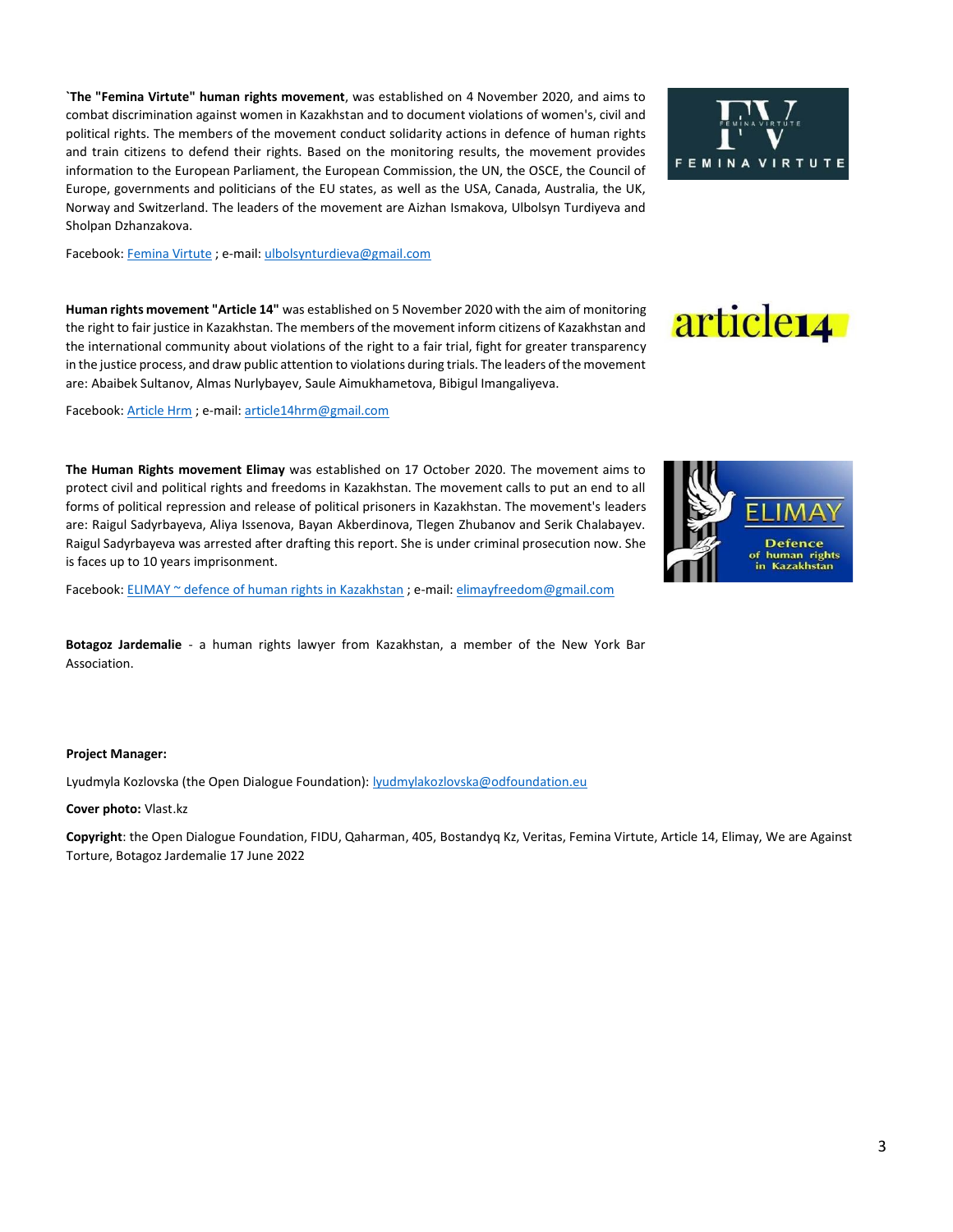**`The "Femina Virtute" human rights movement**, was established on 4 November 2020, and aims to combat discrimination against women in Kazakhstan and to document violations of women's, civil and political rights. The members of the movement conduct solidarity actions in defence of human rights and train citizens to defend their rights. Based on the monitoring results, the movement provides information to the European Parliament, the European Commission, the UN, the OSCE, the Council of Europe, governments and politicians of the EU states, as well as the USA, Canada, Australia, the UK, Norway and Switzerland. The leaders of the movement are Aizhan Ismakova, Ulbolsyn Turdiyeva and Sholpan Dzhanzakova.

Facebook: Femina Virtute ; e-mail: ulbolsynturdieva@gmail.com

**Human rights movement "Article 14"** was established on 5 November 2020 with the aim of monitoring the right to fair justice in Kazakhstan. The members of the movement inform citizens of Kazakhstan and the international community about violations of the right to a fair trial, fight for greater transparency in the justice process, and draw public attention to violations during trials. The leaders of the movement are: Abaibek Sultanov, Almas Nurlybayev, Saule Aimukhametova, Bibigul Imangaliyeva.

Facebook: Article Hrm ; e-mail: article14hrm@gmail.com

**The Human Rights movement Elimay** was established on 17 October 2020. The movement aims to protect civil and political rights and freedoms in Kazakhstan. The movement calls to put an end to all forms of political repression and release of political prisoners in Kazakhstan. The movement's leaders are: Raigul Sadyrbayeva, Aliya Issenova, Bayan Akberdinova, Tlegen Zhubanov and Serik Chalabayev. Raigul Sadyrbayeva was arrested after drafting this report. She is under criminal prosecution now. She is faces up to 10 years imprisonment.

Facebook: ELIMAY ~ defence of human rights in Kazakhstan ; e-mail: elimayfreedom@gmail.com

**Botagoz Jardemalie** - a human rights lawyer from Kazakhstan, a member of the New York Bar Association.

**Project Manager:**

Lyudmyla Kozlovska (the Open Dialogue Foundation): lyudmylakozlovska@odfoundation.eu

**Cover photo:** Vlast.kz

**Copyright**: the Open Dialogue Foundation, FIDU, Qaharman, 405, Bostandyq Kz, Veritas, Femina Virtute, Article 14, Elimay, We are Against Torture, Botagoz Jardemalie 17 June 2022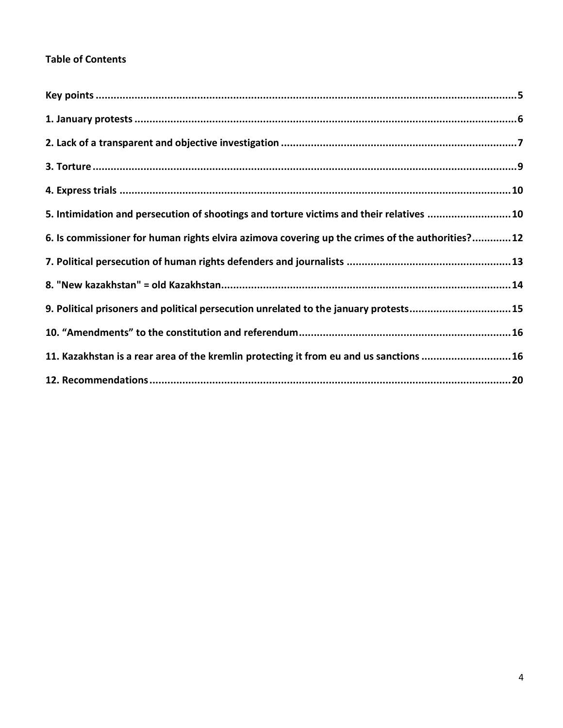**Table of Contents**

**Key points ........................................................................................................................................5**

**1. January protests ...........................................................................................................................6**

**2. Lack of a transparent and objective investigation ........................................................................7**

**3. Torture .........................................................................................................................................9**

**4. Express trials ..............................................................................................................................10**

**5. Intimidation and persecution of shootings and torture victims and their relatives ......................10**

**6. Is commissioner for human rights elvira azimova covering up the crimes of the authorities?............12**

**7. Political persecution of human rights defenders and journalists .................................................13**

**8. "New kazakhstan" = old Kazakhstan..........................................................................................14**

**9. Political prisoners and political persecution unrelated to the january protests.............................15**

**10. “Amendments” to the constitution and referendum..................................................................16**

**11. Kazakhstan is a rear area of the kremlin protecting it from eu and us sanctions ........................16**

**12. Recommendations...................................................................................................................20**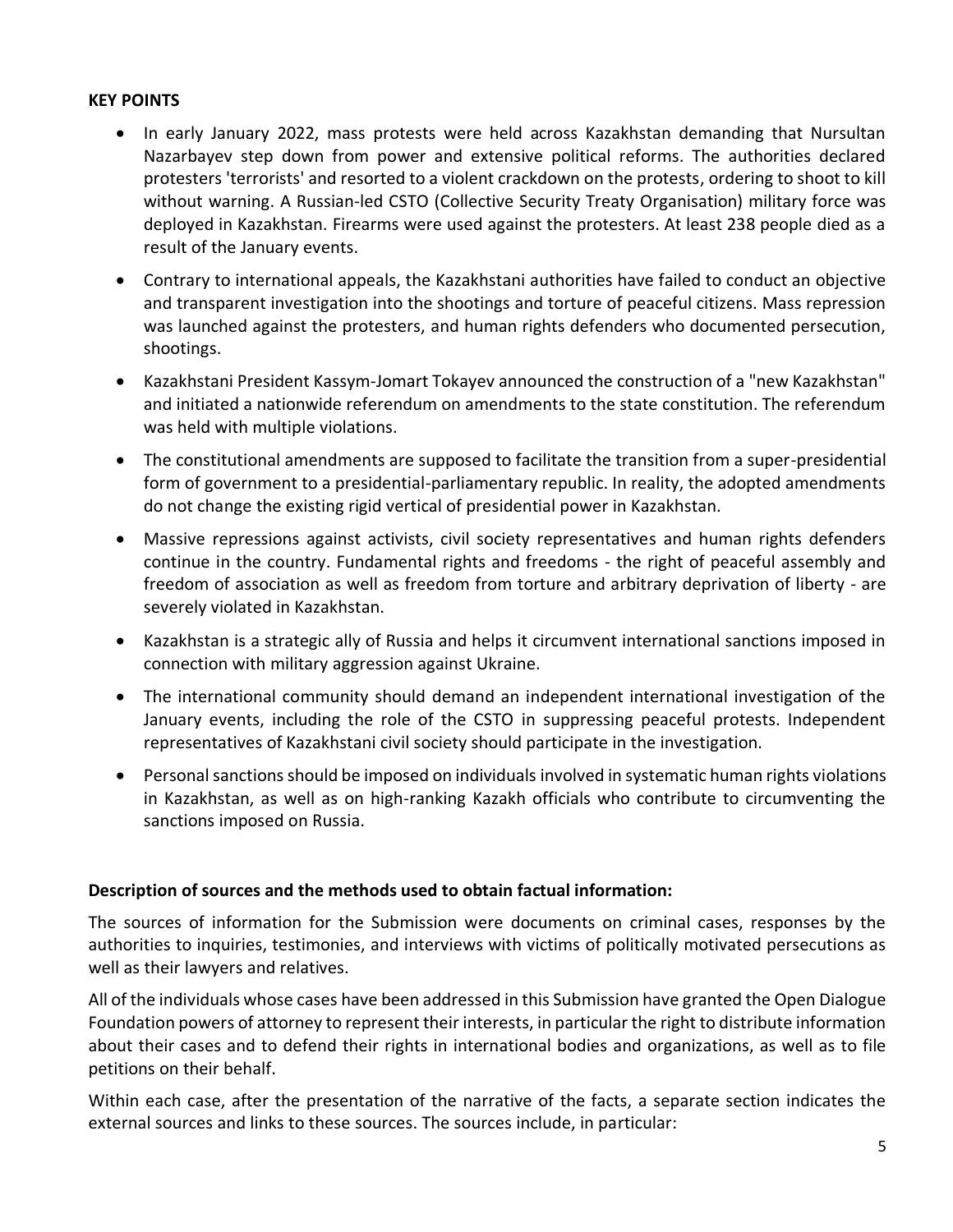**KEY POINTS**

- In early January 2022, mass protests were held across Kazakhstan demanding that Nursultan Nazarbayev step down from power and extensive political reforms. The authorities declared protesters 'terrorists' and resorted to a violent crackdown on the protests, ordering to shoot to kill without warning. A Russian-led CSTO (Collective Security Treaty Organisation) military force was deployed in Kazakhstan. Firearms were used against the protesters. At least 238 people died as a result of the January events.
- Contrary to international appeals, the Kazakhstani authorities have failed to conduct an objective and transparent investigation into the shootings and torture of peaceful citizens. Mass repression was launched against the protesters, and human rights defenders who documented persecution, shootings.
- Kazakhstani President Kassym-Jomart Tokayev announced the construction of a "new Kazakhstan" and initiated a nationwide referendum on amendments to the state constitution. The referendum was held with multiple violations.
- The constitutional amendments are supposed to facilitate the transition from a super-presidential form of government to a presidential-parliamentary republic. In reality, the adopted amendments do not change the existing rigid vertical of presidential power in Kazakhstan.
- Massive repressions against activists, civil society representatives and human rights defenders continue in the country. Fundamental rights and freedoms - the right of peaceful assembly and freedom of association as well as freedom from torture and arbitrary deprivation of liberty - are severely violated in Kazakhstan.
- Kazakhstan is a strategic ally of Russia and helps it circumvent international sanctions imposed in connection with military aggression against Ukraine.
- The international community should demand an independent international investigation of the January events, including the role of the CSTO in suppressing peaceful protests. Independent representatives of Kazakhstani civil society should participate in the investigation.
- Personal sanctions should be imposed on individuals involved in systematic human rights violations in Kazakhstan, as well as on high-ranking Kazakh officials who contribute to circumventing the sanctions imposed on Russia.

**Description of sources and the methods used to obtain factual information:**

The sources of information for the Submission were documents on criminal cases, responses by the authorities to inquiries, testimonies, and interviews with victims of politically motivated persecutions as well as their lawyers and relatives.

All of the individuals whose cases have been addressed in this Submission have granted the Open Dialogue Foundation powers of attorney to represent their interests, in particular the right to distribute information about their cases and to defend their rights in international bodies and organizations, as well as to file petitions on their behalf.

Within each case, after the presentation of the narrative of the facts, a separate section indicates the external sources and links to these sources. The sources include, in particular: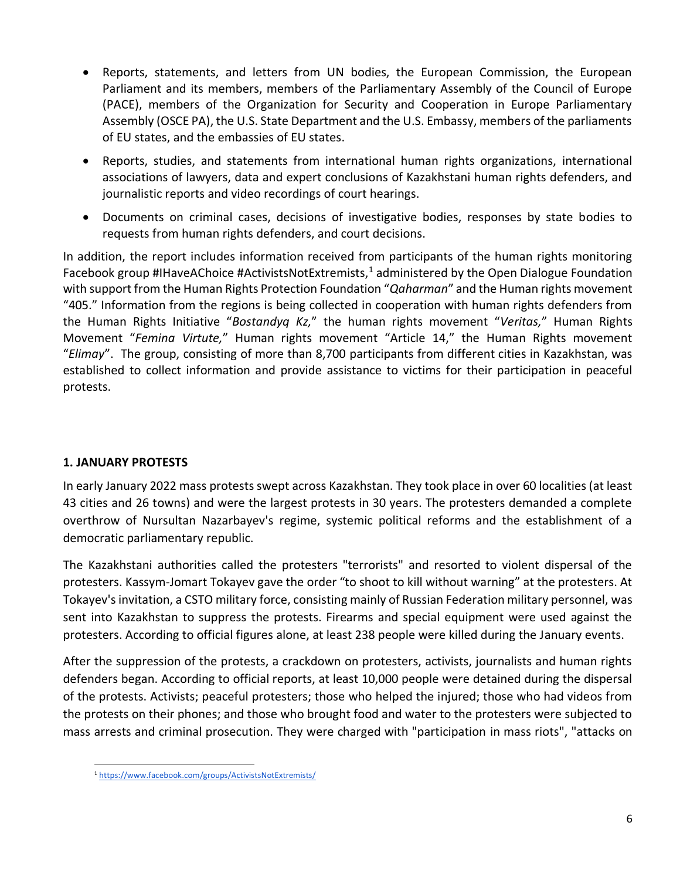- Reports, statements, and letters from UN bodies, the European Commission, the European Parliament and its members, members of the Parliamentary Assembly of the Council of Europe (PACE), members of the Organization for Security and Cooperation in Europe Parliamentary Assembly (OSCE PA), the U.S. State Department and the U.S. Embassy, members of the parliaments of EU states, and the embassies of EU states.
- Reports, studies, and statements from international human rights organizations, international associations of lawyers, data and expert conclusions of Kazakhstani human rights defenders, and journalistic reports and video recordings of court hearings.
- Documents on criminal cases, decisions of investigative bodies, responses by state bodies to requests from human rights defenders, and court decisions.

In addition, the report includes information received from participants of the human rights monitoring Facebook group #IHaveAChoice #ActivistsNotExtremists,[1] administered by the Open Dialogue Foundation with support from the Human Rights Protection Foundation "*Qaharman*" and the Human rights movement "405." Information from the regions is being collected in cooperation with human rights defenders from the Human Rights Initiative "*Bostandyq Kz,*" the human rights movement "*Veritas,*" Human Rights Movement "*Femina Virtute,*" Human rights movement "Article 14," the Human Rights movement "*Elimay*". The group, consisting of more than 8,700 participants from different cities in Kazakhstan, was established to collect information and provide assistance to victims for their participation in peaceful protests.

## 1. JANUARY PROTESTS

In early January 2022 mass protests swept across Kazakhstan. They took place in over 60 localities (at least 43 cities and 26 towns) and were the largest protests in 30 years. The protesters demanded a complete overthrow of Nursultan Nazarbayev's regime, systemic political reforms and the establishment of a democratic parliamentary republic.

The Kazakhstani authorities called the protesters "terrorists" and resorted to violent dispersal of the protesters. Kassym-Jomart Tokayev gave the order "to shoot to kill without warning" at the protesters. At Tokayev's invitation, a CSTO military force, consisting mainly of Russian Federation military personnel, was sent into Kazakhstan to suppress the protests. Firearms and special equipment were used against the protesters. According to official figures alone, at least 238 people were killed during the January events.

After the suppression of the protests, a crackdown on protesters, activists, journalists and human rights defenders began. According to official reports, at least 10,000 people were detained during the dispersal of the protests. Activists; peaceful protesters; those who helped the injured; those who had videos from the protests on their phones; and those who brought food and water to the protesters were subjected to mass arrests and criminal prosecution. They were charged with "participation in mass riots", "attacks on

[1] https://www.facebook.com/groups/ActivistsNotExtremists/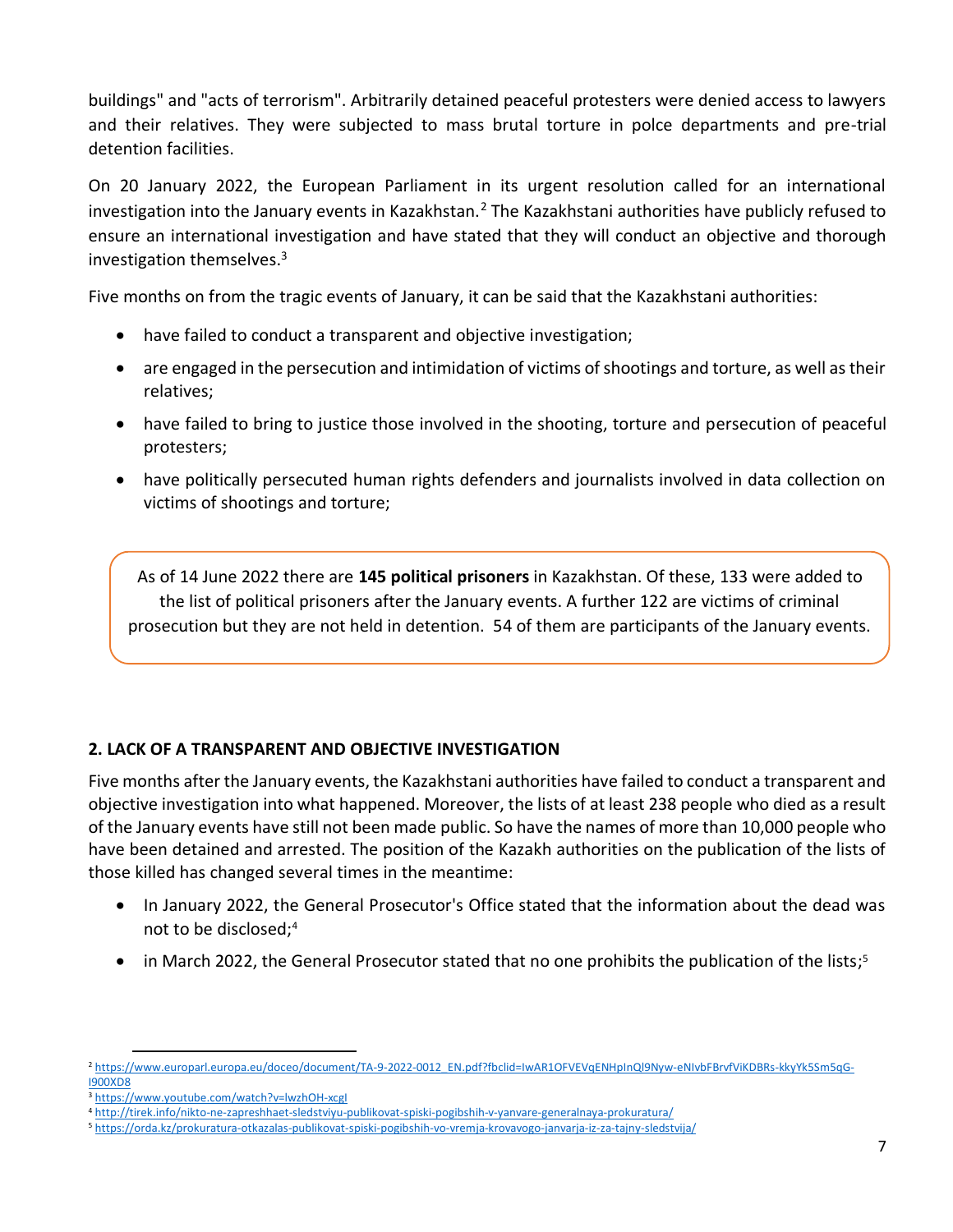buildings" and "acts of terrorism". Arbitrarily detained peaceful protesters were denied access to lawyers and their relatives. They were subjected to mass brutal torture in polce departments and pre-trial detention facilities.

On 20 January 2022, the European Parliament in its urgent resolution called for an international investigation into the January events in Kazakhstan.[2] The Kazakhstani authorities have publicly refused to ensure an international investigation and have stated that they will conduct an objective and thorough investigation themselves.[3]

Five months on from the tragic events of January, it can be said that the Kazakhstani authorities:

- have failed to conduct a transparent and objective investigation;
- are engaged in the persecution and intimidation of victims of shootings and torture, as well as their relatives;
- have failed to bring to justice those involved in the shooting, torture and persecution of peaceful protesters;
- have politically persecuted human rights defenders and journalists involved in data collection on victims of shootings and torture;

As of 14 June 2022 there are **145 political prisoners** in Kazakhstan. Of these, 133 were added to the list of political prisoners after the January events. A further 122 are victims of criminal prosecution but they are not held in detention. 54 of them are participants of the January events.

## 2. LACK OF A TRANSPARENT AND OBJECTIVE INVESTIGATION

Five months after the January events, the Kazakhstani authorities have failed to conduct a transparent and objective investigation into what happened. Moreover, the lists of at least 238 people who died as a result of the January events have still not been made public. So have the names of more than 10,000 people who have been detained and arrested. The position of the Kazakh authorities on the publication of the lists of those killed has changed several times in the meantime:

- In January 2022, the General Prosecutor's Office stated that the information about the dead was not to be disclosed;[4]
- in March 2022, the General Prosecutor stated that no one prohibits the publication of the lists;[5]

[2] https://www.europarl.europa.eu/doceo/document/TA-9-2022-0012_EN.pdf?fbclid=IwAR1OFVEVqENHpInQl9Nyw-eNIvbFBrvfViKDBRs-kkyYk5Sm5qG-I900XD8

[3] https://www.youtube.com/watch?v=lwzhOH-xcgI

[4] http://tirek.info/nikto-ne-zapreshhaet-sledstviyu-publikovat-spiski-pogibshih-v-yanvare-generalnaya-prokuratura/

[5] https://orda.kz/prokuratura-otkazalas-publikovat-spiski-pogibshih-vo-vremja-krovavogo-janvarja-iz-za-tajny-sledstvija/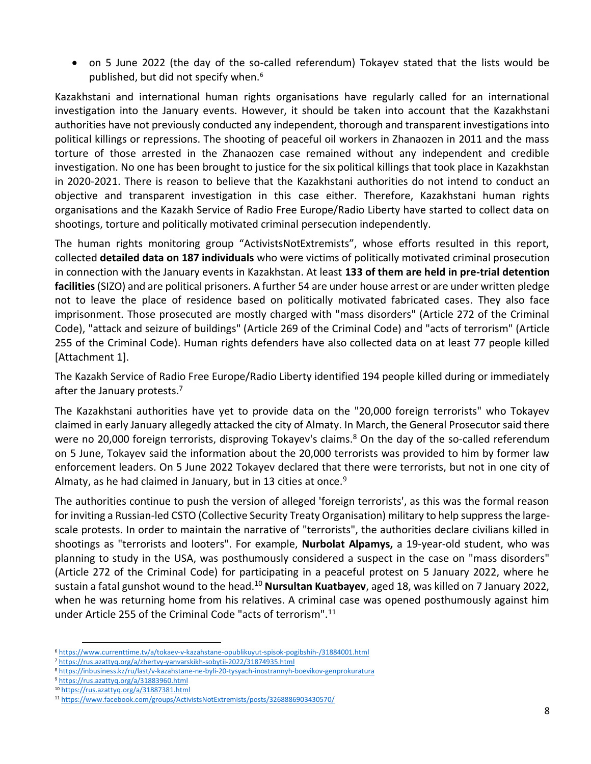- on 5 June 2022 (the day of the so-called referendum) Tokayev stated that the lists would be published, but did not specify when.[6]

Kazakhstani and international human rights organisations have regularly called for an international investigation into the January events. However, it should be taken into account that the Kazakhstani authorities have not previously conducted any independent, thorough and transparent investigations into political killings or repressions. The shooting of peaceful oil workers in Zhanaozen in 2011 and the mass torture of those arrested in the Zhanaozen case remained without any independent and credible investigation. No one has been brought to justice for the six political killings that took place in Kazakhstan in 2020-2021. There is reason to believe that the Kazakhstani authorities do not intend to conduct an objective and transparent investigation in this case either. Therefore, Kazakhstani human rights organisations and the Kazakh Service of Radio Free Europe/Radio Liberty have started to collect data on shootings, torture and politically motivated criminal persecution independently.

The human rights monitoring group "ActivistsNotExtremists", whose efforts resulted in this report, collected **detailed data on 187 individuals** who were victims of politically motivated criminal prosecution in connection with the January events in Kazakhstan. At least **133 of them are held in pre-trial detention facilities** (SIZO) and are political prisoners. A further 54 are under house arrest or are under written pledge not to leave the place of residence based on politically motivated fabricated cases. They also face imprisonment. Those prosecuted are mostly charged with "mass disorders" (Article 272 of the Criminal Code), "attack and seizure of buildings" (Article 269 of the Criminal Code) and "acts of terrorism" (Article 255 of the Criminal Code). Human rights defenders have also collected data on at least 77 people killed [Attachment 1].

The Kazakh Service of Radio Free Europe/Radio Liberty identified 194 people killed during or immediately after the January protests.[7]

The Kazakhstani authorities have yet to provide data on the "20,000 foreign terrorists" who Tokayev claimed in early January allegedly attacked the city of Almaty. In March, the General Prosecutor said there were no 20,000 foreign terrorists, disproving Tokayev's claims.[8] On the day of the so-called referendum on 5 June, Tokayev said the information about the 20,000 terrorists was provided to him by former law enforcement leaders. On 5 June 2022 Tokayev declared that there were terrorists, but not in one city of Almaty, as he had claimed in January, but in 13 cities at once.[9]

The authorities continue to push the version of alleged 'foreign terrorists', as this was the formal reason for inviting a Russian-led CSTO (Collective Security Treaty Organisation) military to help suppress the large-scale protests. In order to maintain the narrative of "terrorists", the authorities declare civilians killed in shootings as "terrorists and looters". For example, **Nurbolat Alpamys,** a 19-year-old student, who was planning to study in the USA, was posthumously considered a suspect in the case on "mass disorders" (Article 272 of the Criminal Code) for participating in a peaceful protest on 5 January 2022, where he sustain a fatal gunshot wound to the head.[10] **Nursultan Kuatbayev**, aged 18, was killed on 7 January 2022, when he was returning home from his relatives. A criminal case was opened posthumously against him under Article 255 of the Criminal Code "acts of terrorism".[11]

---

[6] https://www.currenttime.tv/a/tokaev-v-kazahstane-opublikuyut-spisok-pogibshih-/31884001.html

[7] https://rus.azattyq.org/a/zhertvy-yanvarskikh-sobytii-2022/31874935.html

[8] https://inbusiness.kz/ru/last/v-kazahstane-ne-byli-20-tysyach-inostrannyh-boevikov-genprokuratura

[9] https://rus.azattyq.org/a/31883960.html

[10] https://rus.azattyq.org/a/31887381.html

[11] https://www.facebook.com/groups/ActivistsNotExtremists/posts/3268886903430570/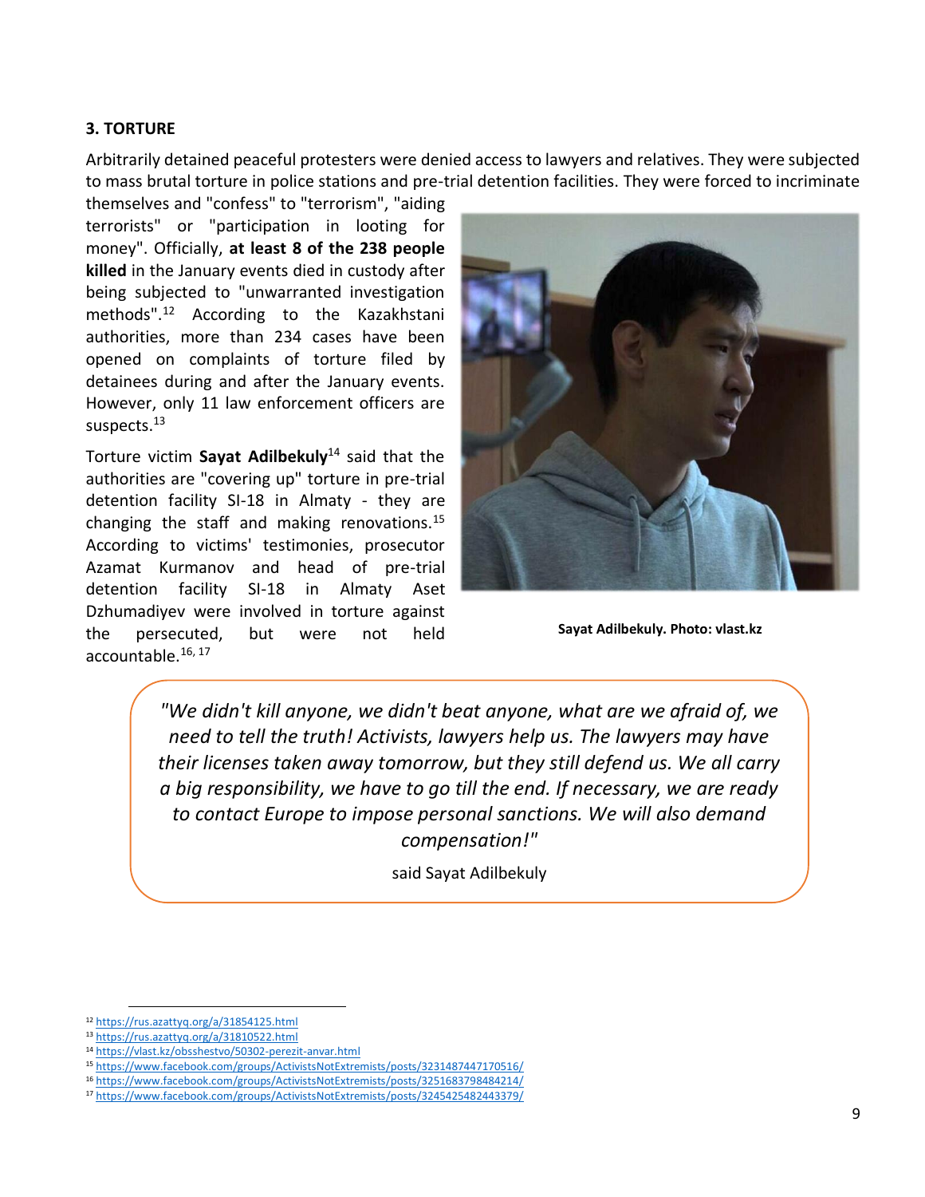## 3. TORTURE

Arbitrarily detained peaceful protesters were denied access to lawyers and relatives. They were subjected to mass brutal torture in police stations and pre-trial detention facilities. They were forced to incriminate themselves and "confess" to "terrorism", "aiding terrorists" or "participation in looting for money". Officially, **at least 8 of the 238 people killed** in the January events died in custody after being subjected to "unwarranted investigation methods".[12] According to the Kazakhstani authorities, more than 234 cases have been opened on complaints of torture filed by detainees during and after the January events. However, only 11 law enforcement officers are suspects.[13]

Torture victim **Sayat Adilbekuly**[14] said that the authorities are "covering up" torture in pre-trial detention facility SI-18 in Almaty - they are changing the staff and making renovations.[15] According to victims' testimonies, prosecutor Azamat Kurmanov and head of pre-trial detention facility SI-18 in Almaty Aset Dzhumadiyev were involved in torture against the persecuted, but were not held accountable.[16, 17]

**Sayat Adilbekuly. Photo: vlast.kz**

> *"We didn't kill anyone, we didn't beat anyone, what are we afraid of, we need to tell the truth! Activists, lawyers help us. The lawyers may have their licenses taken away tomorrow, but they still defend us. We all carry a big responsibility, we have to go till the end. If necessary, we are ready to contact Europe to impose personal sanctions. We will also demand compensation!"*
>
> said Sayat Adilbekuly

---

[12] https://rus.azattyq.org/a/31854125.html
[13] https://rus.azattyq.org/a/31810522.html
[14] https://vlast.kz/obsshestvo/50302-perezit-anvar.html
[15] https://www.facebook.com/groups/ActivistsNotExtremists/posts/3231487447170516/
[16] https://www.facebook.com/groups/ActivistsNotExtremists/posts/3251683798484214/
[17] https://www.facebook.com/groups/ActivistsNotExtremists/posts/3245425482443379/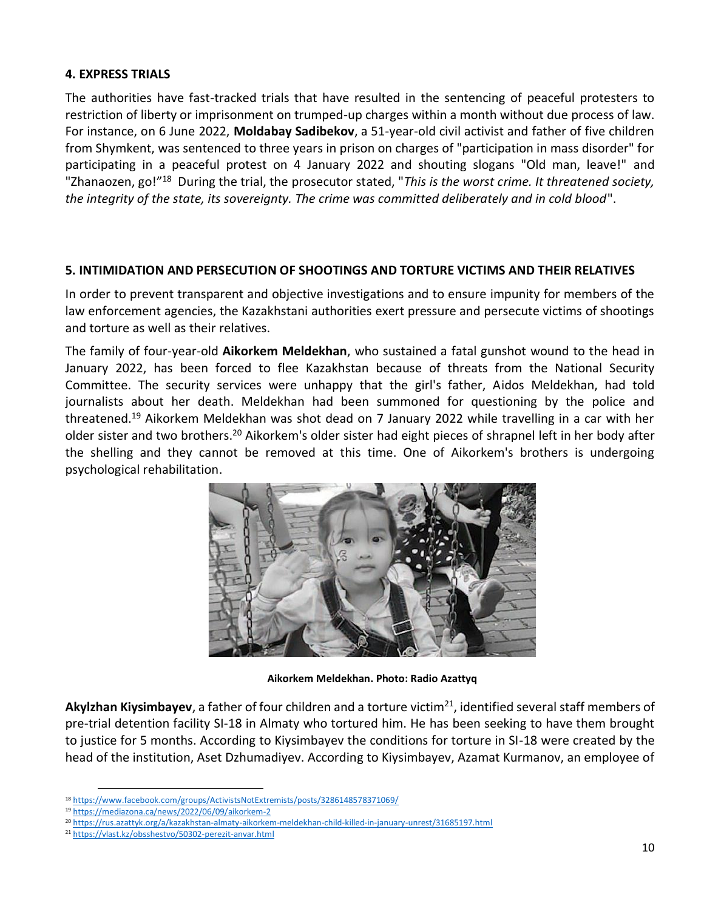## 4. EXPRESS TRIALS

The authorities have fast-tracked trials that have resulted in the sentencing of peaceful protesters to restriction of liberty or imprisonment on trumped-up charges within a month without due process of law. For instance, on 6 June 2022, **Moldabay Sadibekov**, a 51-year-old civil activist and father of five children from Shymkent, was sentenced to three years in prison on charges of "participation in mass disorder" for participating in a peaceful protest on 4 January 2022 and shouting slogans "Old man, leave!" and "Zhanaozen, go!"[18] During the trial, the prosecutor stated, "*This is the worst crime. It threatened society, the integrity of the state, its sovereignty. The crime was committed deliberately and in cold blood*".

## 5. INTIMIDATION AND PERSECUTION OF SHOOTINGS AND TORTURE VICTIMS AND THEIR RELATIVES

In order to prevent transparent and objective investigations and to ensure impunity for members of the law enforcement agencies, the Kazakhstani authorities exert pressure and persecute victims of shootings and torture as well as their relatives.

The family of four-year-old **Aikorkem Meldekhan**, who sustained a fatal gunshot wound to the head in January 2022, has been forced to flee Kazakhstan because of threats from the National Security Committee. The security services were unhappy that the girl's father, Aidos Meldekhan, had told journalists about her death. Meldekhan had been summoned for questioning by the police and threatened.[19] Aikorkem Meldekhan was shot dead on 7 January 2022 while travelling in a car with her older sister and two brothers.[20] Aikorkem's older sister had eight pieces of shrapnel left in her body after the shelling and they cannot be removed at this time. One of Aikorkem's brothers is undergoing psychological rehabilitation.

**Aikorkem Meldekhan. Photo: Radio Azattyq**

**Akylzhan Kiysimbayev**, a father of four children and a torture victim[21], identified several staff members of pre-trial detention facility SI-18 in Almaty who tortured him. He has been seeking to have them brought to justice for 5 months. According to Kiysimbayev the conditions for torture in SI-18 were created by the head of the institution, Aset Dzhumadiyev. According to Kiysimbayev, Azamat Kurmanov, an employee of

---

[18] https://www.facebook.com/groups/ActivistsNotExtremists/posts/3286148578371069/

[19] https://mediazona.ca/news/2022/06/09/aikorkem-2

[20] https://rus.azattyk.org/a/kazakhstan-almaty-aikorkem-meldekhan-child-killed-in-january-unrest/31685197.html

[21] https://vlast.kz/obsshestvo/50302-perezit-anvar.html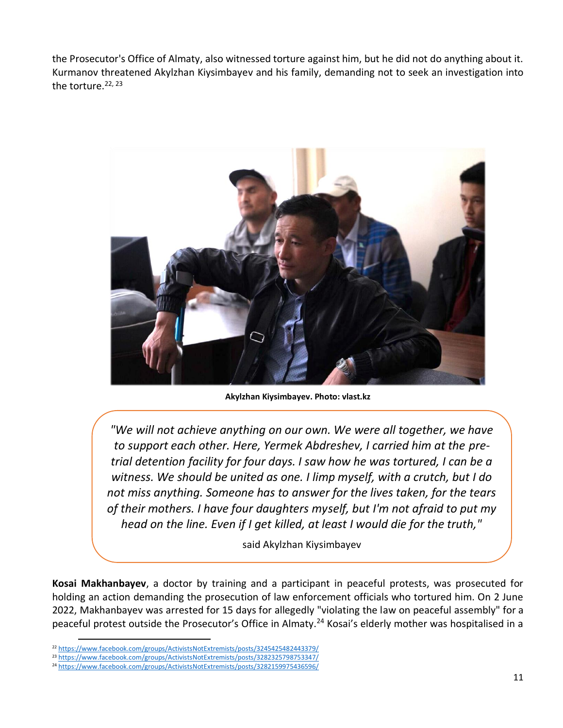the Prosecutor's Office of Almaty, also witnessed torture against him, but he did not do anything about it. Kurmanov threatened Akylzhan Kiysimbayev and his family, demanding not to seek an investigation into the torture.[22, 23]

Akylzhan Kiysimbayev. Photo: vlast.kz

> *"We will not achieve anything on our own. We were all together, we have to support each other. Here, Yermek Abdreshev, I carried him at the pre-trial detention facility for four days. I saw how he was tortured, I can be a witness. We should be united as one. I limp myself, with a crutch, but I do not miss anything. Someone has to answer for the lives taken, for the tears of their mothers. I have four daughters myself, but I'm not afraid to put my head on the line. Even if I get killed, at least I would die for the truth,"*
>
> said Akylzhan Kiysimbayev

**Kosai Makhanbayev**, a doctor by training and a participant in peaceful protests, was prosecuted for holding an action demanding the prosecution of law enforcement officials who tortured him. On 2 June 2022, Makhanbayev was arrested for 15 days for allegedly "violating the law on peaceful assembly" for a peaceful protest outside the Prosecutor's Office in Almaty.[24] Kosai's elderly mother was hospitalised in a

[22] https://www.facebook.com/groups/ActivistsNotExtremists/posts/3245425482443379/
[23] https://www.facebook.com/groups/ActivistsNotExtremists/posts/3282325798753347/
[24] https://www.facebook.com/groups/ActivistsNotExtremists/posts/3282159975436596/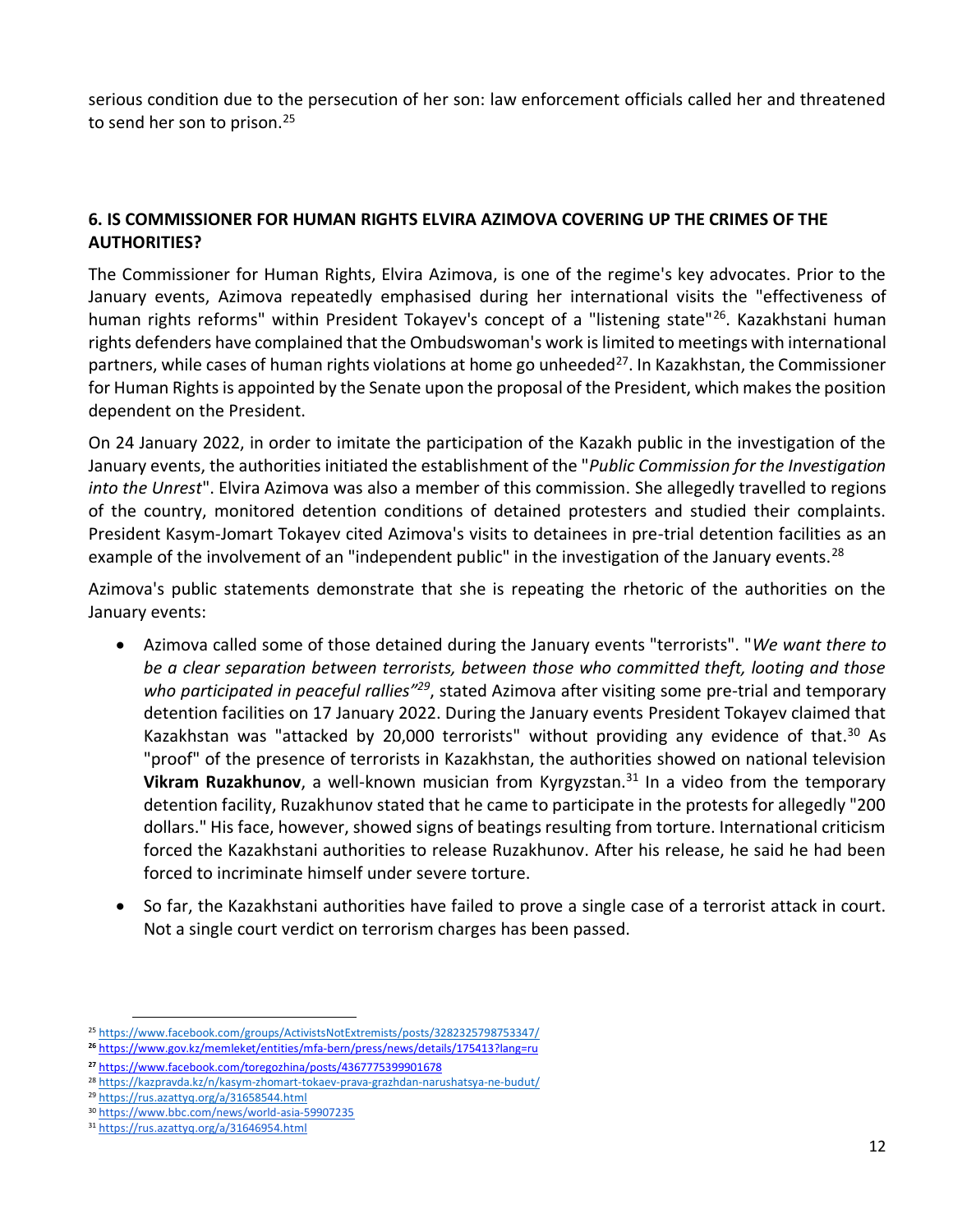serious condition due to the persecution of her son: law enforcement officials called her and threatened to send her son to prison.[25]

## 6. IS COMMISSIONER FOR HUMAN RIGHTS ELVIRA AZIMOVA COVERING UP THE CRIMES OF THE AUTHORITIES?

The Commissioner for Human Rights, Elvira Azimova, is one of the regime's key advocates. Prior to the January events, Azimova repeatedly emphasised during her international visits the "effectiveness of human rights reforms" within President Tokayev's concept of a "listening state"[26]. Kazakhstani human rights defenders have complained that the Ombudswoman's work is limited to meetings with international partners, while cases of human rights violations at home go unheeded[27]. In Kazakhstan, the Commissioner for Human Rights is appointed by the Senate upon the proposal of the President, which makes the position dependent on the President.

On 24 January 2022, in order to imitate the participation of the Kazakh public in the investigation of the January events, the authorities initiated the establishment of the "*Public Commission for the Investigation into the Unrest*". Elvira Azimova was also a member of this commission. She allegedly travelled to regions of the country, monitored detention conditions of detained protesters and studied their complaints. President Kasym-Jomart Tokayev cited Azimova's visits to detainees in pre-trial detention facilities as an example of the involvement of an "independent public" in the investigation of the January events.[28]

Azimova's public statements demonstrate that she is repeating the rhetoric of the authorities on the January events:

- Azimova called some of those detained during the January events "terrorists". "*We want there to be a clear separation between terrorists, between those who committed theft, looting and those who participated in peaceful rallies"*[29], stated Azimova after visiting some pre-trial and temporary detention facilities on 17 January 2022. During the January events President Tokayev claimed that Kazakhstan was "attacked by 20,000 terrorists" without providing any evidence of that.[30] As "proof" of the presence of terrorists in Kazakhstan, the authorities showed on national television **Vikram Ruzakhunov**, a well-known musician from Kyrgyzstan.[31] In a video from the temporary detention facility, Ruzakhunov stated that he came to participate in the protests for allegedly "200 dollars." His face, however, showed signs of beatings resulting from torture. International criticism forced the Kazakhstani authorities to release Ruzakhunov. After his release, he said he had been forced to incriminate himself under severe torture.
- So far, the Kazakhstani authorities have failed to prove a single case of a terrorist attack in court. Not a single court verdict on terrorism charges has been passed.

[25] https://www.facebook.com/groups/ActivistsNotExtremists/posts/3282325798753347/
[26] https://www.gov.kz/memleket/entities/mfa-bern/press/news/details/175413?lang=ru
[27] https://www.facebook.com/toregozhina/posts/4367775399901678
[28] https://kazpravda.kz/n/kasym-zhomart-tokaev-prava-grazhdan-narushatsya-ne-budut/
[29] https://rus.azattyq.org/a/31658544.html
[30] https://www.bbc.com/news/world-asia-59907235
[31] https://rus.azattyq.org/a/31646954.html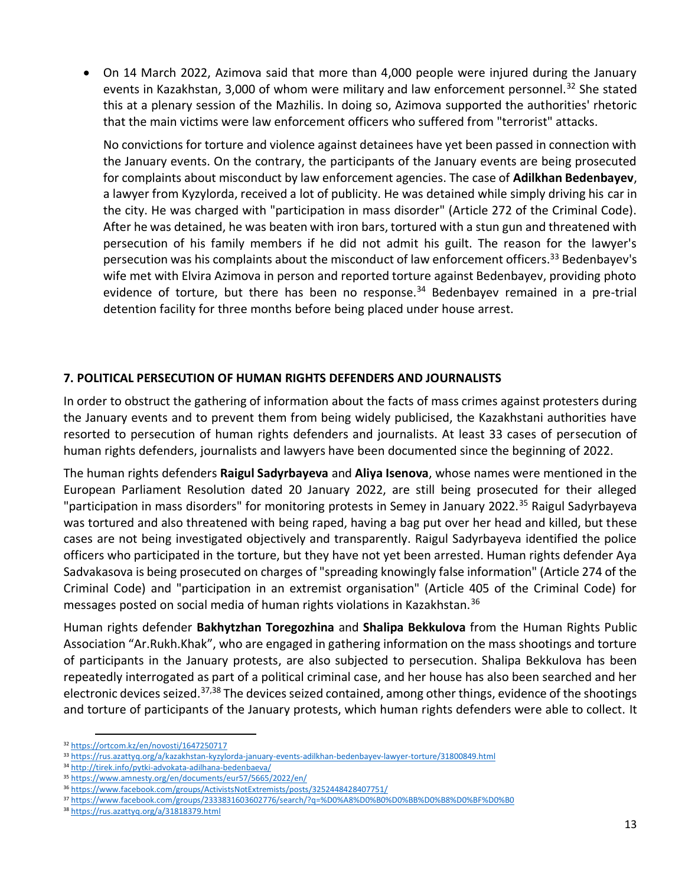- On 14 March 2022, Azimova said that more than 4,000 people were injured during the January events in Kazakhstan, 3,000 of whom were military and law enforcement personnel.[32] She stated this at a plenary session of the Mazhilis. In doing so, Azimova supported the authorities' rhetoric that the main victims were law enforcement officers who suffered from "terrorist" attacks.

  No convictions for torture and violence against detainees have yet been passed in connection with the January events. On the contrary, the participants of the January events are being prosecuted for complaints about misconduct by law enforcement agencies. The case of **Adilkhan Bedenbayev**, a lawyer from Kyzylorda, received a lot of publicity. He was detained while simply driving his car in the city. He was charged with "participation in mass disorder" (Article 272 of the Criminal Code). After he was detained, he was beaten with iron bars, tortured with a stun gun and threatened with persecution of his family members if he did not admit his guilt. The reason for the lawyer's persecution was his complaints about the misconduct of law enforcement officers.[33] Bedenbayev's wife met with Elvira Azimova in person and reported torture against Bedenbayev, providing photo evidence of torture, but there has been no response.[34] Bedenbayev remained in a pre-trial detention facility for three months before being placed under house arrest.

## 7. POLITICAL PERSECUTION OF HUMAN RIGHTS DEFENDERS AND JOURNALISTS

In order to obstruct the gathering of information about the facts of mass crimes against protesters during the January events and to prevent them from being widely publicised, the Kazakhstani authorities have resorted to persecution of human rights defenders and journalists. At least 33 cases of persecution of human rights defenders, journalists and lawyers have been documented since the beginning of 2022.

The human rights defenders **Raigul Sadyrbayeva** and **Aliya Isenova**, whose names were mentioned in the European Parliament Resolution dated 20 January 2022, are still being prosecuted for their alleged "participation in mass disorders" for monitoring protests in Semey in January 2022.[35] Raigul Sadyrbayeva was tortured and also threatened with being raped, having a bag put over her head and killed, but these cases are not being investigated objectively and transparently. Raigul Sadyrbayeva identified the police officers who participated in the torture, but they have not yet been arrested. Human rights defender Aya Sadvakasova is being prosecuted on charges of "spreading knowingly false information" (Article 274 of the Criminal Code) and "participation in an extremist organisation" (Article 405 of the Criminal Code) for messages posted on social media of human rights violations in Kazakhstan.[36]

Human rights defender **Bakhytzhan Toregozhina** and **Shalipa Bekkulova** from the Human Rights Public Association "Ar.Rukh.Khak", who are engaged in gathering information on the mass shootings and torture of participants in the January protests, are also subjected to persecution. Shalipa Bekkulova has been repeatedly interrogated as part of a political criminal case, and her house has also been searched and her electronic devices seized.[37,38] The devices seized contained, among other things, evidence of the shootings and torture of participants of the January protests, which human rights defenders were able to collect. It

---

[32] https://ortcom.kz/en/novosti/1647250717

[33] https://rus.azattyq.org/a/kazakhstan-kyzylorda-january-events-adilkhan-bedenbayev-lawyer-torture/31800849.html

[34] http://tirek.info/pytki-advokata-adilhana-bedenbaeva/

[35] https://www.amnesty.org/en/documents/eur57/5665/2022/en/

[36] https://www.facebook.com/groups/ActivistsNotExtremists/posts/3252448428407751/

[37] https://www.facebook.com/groups/2333831603602776/search/?q=%D0%A8%D0%B0%D0%BB%D0%B8%D0%BF%D0%B0

[38] https://rus.azattyq.org/a/31818379.html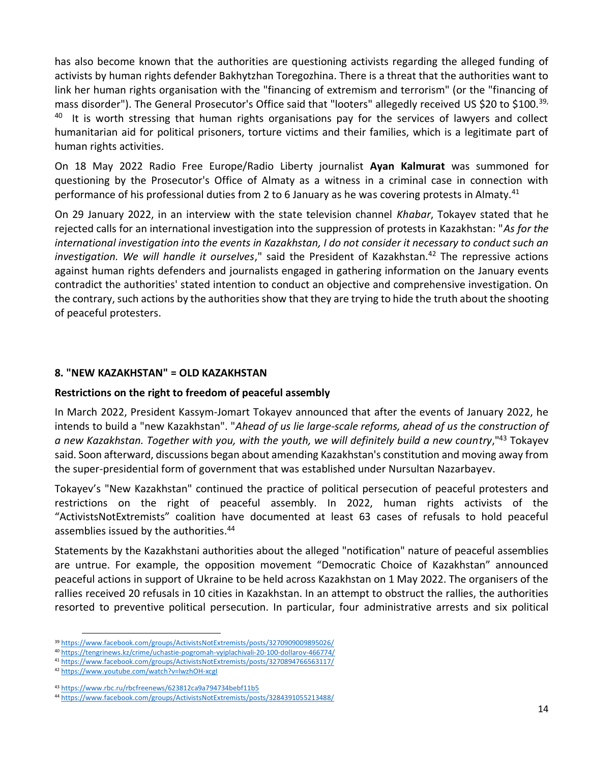has also become known that the authorities are questioning activists regarding the alleged funding of activists by human rights defender Bakhytzhan Toregozhina. There is a threat that the authorities want to link her human rights organisation with the "financing of extremism and terrorism" (or the "financing of mass disorder"). The General Prosecutor's Office said that "looters" allegedly received US $20 to $100.[39, 40] It is worth stressing that human rights organisations pay for the services of lawyers and collect humanitarian aid for political prisoners, torture victims and their families, which is a legitimate part of human rights activities.

On 18 May 2022 Radio Free Europe/Radio Liberty journalist **Ayan Kalmurat** was summoned for questioning by the Prosecutor's Office of Almaty as a witness in a criminal case in connection with performance of his professional duties from 2 to 6 January as he was covering protests in Almaty.[41]

On 29 January 2022, in an interview with the state television channel *Khabar*, Tokayev stated that he rejected calls for an international investigation into the suppression of protests in Kazakhstan: "*As for the international investigation into the events in Kazakhstan, I do not consider it necessary to conduct such an investigation. We will handle it ourselves*," said the President of Kazakhstan.[42] The repressive actions against human rights defenders and journalists engaged in gathering information on the January events contradict the authorities' stated intention to conduct an objective and comprehensive investigation. On the contrary, such actions by the authorities show that they are trying to hide the truth about the shooting of peaceful protesters.

## 8. "NEW KAZAKHSTAN" = OLD KAZAKHSTAN

### Restrictions on the right to freedom of peaceful assembly

In March 2022, President Kassym-Jomart Tokayev announced that after the events of January 2022, he intends to build a "new Kazakhstan". "*Ahead of us lie large-scale reforms, ahead of us the construction of a new Kazakhstan. Together with you, with the youth, we will definitely build a new country*,"[43] Tokayev said. Soon afterward, discussions began about amending Kazakhstan's constitution and moving away from the super-presidential form of government that was established under Nursultan Nazarbayev.

Tokayev's "New Kazakhstan" continued the practice of political persecution of peaceful protesters and restrictions on the right of peaceful assembly. In 2022, human rights activists of the "ActivistsNotExtremists" coalition have documented at least 63 cases of refusals to hold peaceful assemblies issued by the authorities.[44]

Statements by the Kazakhstani authorities about the alleged "notification" nature of peaceful assemblies are untrue. For example, the opposition movement "Democratic Choice of Kazakhstan" announced peaceful actions in support of Ukraine to be held across Kazakhstan on 1 May 2022. The organisers of the rallies received 20 refusals in 10 cities in Kazakhstan. In an attempt to obstruct the rallies, the authorities resorted to preventive political persecution. In particular, four administrative arrests and six political

---

[39] https://www.facebook.com/groups/ActivistsNotExtremists/posts/3270909009895026/

[40] https://tengrinews.kz/crime/uchastie-pogromah-vyiplachivali-20-100-dollarov-466774/

[41] https://www.facebook.com/groups/ActivistsNotExtremists/posts/3270894766563117/

[42] https://www.youtube.com/watch?v=lwzhOH-xcgI

[43] https://www.rbc.ru/rbcfreenews/623812ca9a794734bebf11b5

[44] https://www.facebook.com/groups/ActivistsNotExtremists/posts/3284391055213488/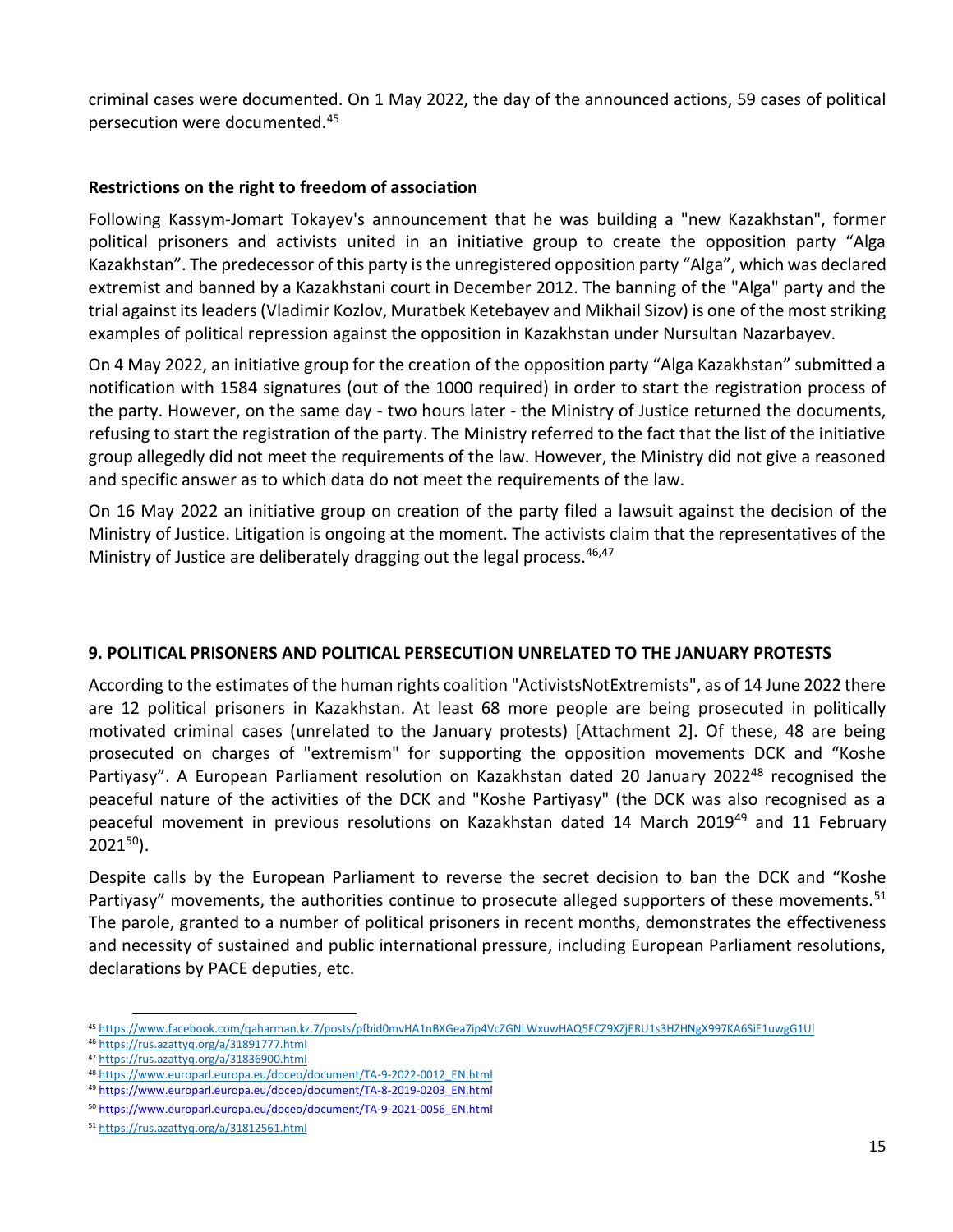criminal cases were documented. On 1 May 2022, the day of the announced actions, 59 cases of political persecution were documented.[45]

**Restrictions on the right to freedom of association**

Following Kassym-Jomart Tokayev's announcement that he was building a "new Kazakhstan", former political prisoners and activists united in an initiative group to create the opposition party "Alga Kazakhstan". The predecessor of this party is the unregistered opposition party "Alga", which was declared extremist and banned by a Kazakhstani court in December 2012. The banning of the "Alga" party and the trial against its leaders (Vladimir Kozlov, Muratbek Ketebayev and Mikhail Sizov) is one of the most striking examples of political repression against the opposition in Kazakhstan under Nursultan Nazarbayev.

On 4 May 2022, an initiative group for the creation of the opposition party "Alga Kazakhstan" submitted a notification with 1584 signatures (out of the 1000 required) in order to start the registration process of the party. However, on the same day - two hours later - the Ministry of Justice returned the documents, refusing to start the registration of the party. The Ministry referred to the fact that the list of the initiative group allegedly did not meet the requirements of the law. However, the Ministry did not give a reasoned and specific answer as to which data do not meet the requirements of the law.

On 16 May 2022 an initiative group on creation of the party filed a lawsuit against the decision of the Ministry of Justice. Litigation is ongoing at the moment. The activists claim that the representatives of the Ministry of Justice are deliberately dragging out the legal process.[46,47]

## 9. POLITICAL PRISONERS AND POLITICAL PERSECUTION UNRELATED TO THE JANUARY PROTESTS

According to the estimates of the human rights coalition "ActivistsNotExtremists", as of 14 June 2022 there are 12 political prisoners in Kazakhstan. At least 68 more people are being prosecuted in politically motivated criminal cases (unrelated to the January protests) [Attachment 2]. Of these, 48 are being prosecuted on charges of "extremism" for supporting the opposition movements DCK and "Koshe Partiyasy". A European Parliament resolution on Kazakhstan dated 20 January 2022[48] recognised the peaceful nature of the activities of the DCK and "Koshe Partiyasy" (the DCK was also recognised as a peaceful movement in previous resolutions on Kazakhstan dated 14 March 2019[49] and 11 February 2021[50]).

Despite calls by the European Parliament to reverse the secret decision to ban the DCK and "Koshe Partiyasy" movements, the authorities continue to prosecute alleged supporters of these movements.[51] The parole, granted to a number of political prisoners in recent months, demonstrates the effectiveness and necessity of sustained and public international pressure, including European Parliament resolutions, declarations by PACE deputies, etc.

---

[45] https://www.facebook.com/qaharman.kz.7/posts/pfbid0mvHA1nBXGea7ip4VcZGNLWxuwHAQ5FCZ9XZjERU1s3HZHNgX997KA6SiE1uwgG1Ul

[46] https://rus.azattyq.org/a/31891777.html

[47] https://rus.azattyq.org/a/31836900.html

[48] https://www.europarl.europa.eu/doceo/document/TA-9-2022-0012_EN.html

[49] https://www.europarl.europa.eu/doceo/document/TA-8-2019-0203_EN.html

[50] https://www.europarl.europa.eu/doceo/document/TA-9-2021-0056_EN.html

[51] https://rus.azattyq.org/a/31812561.html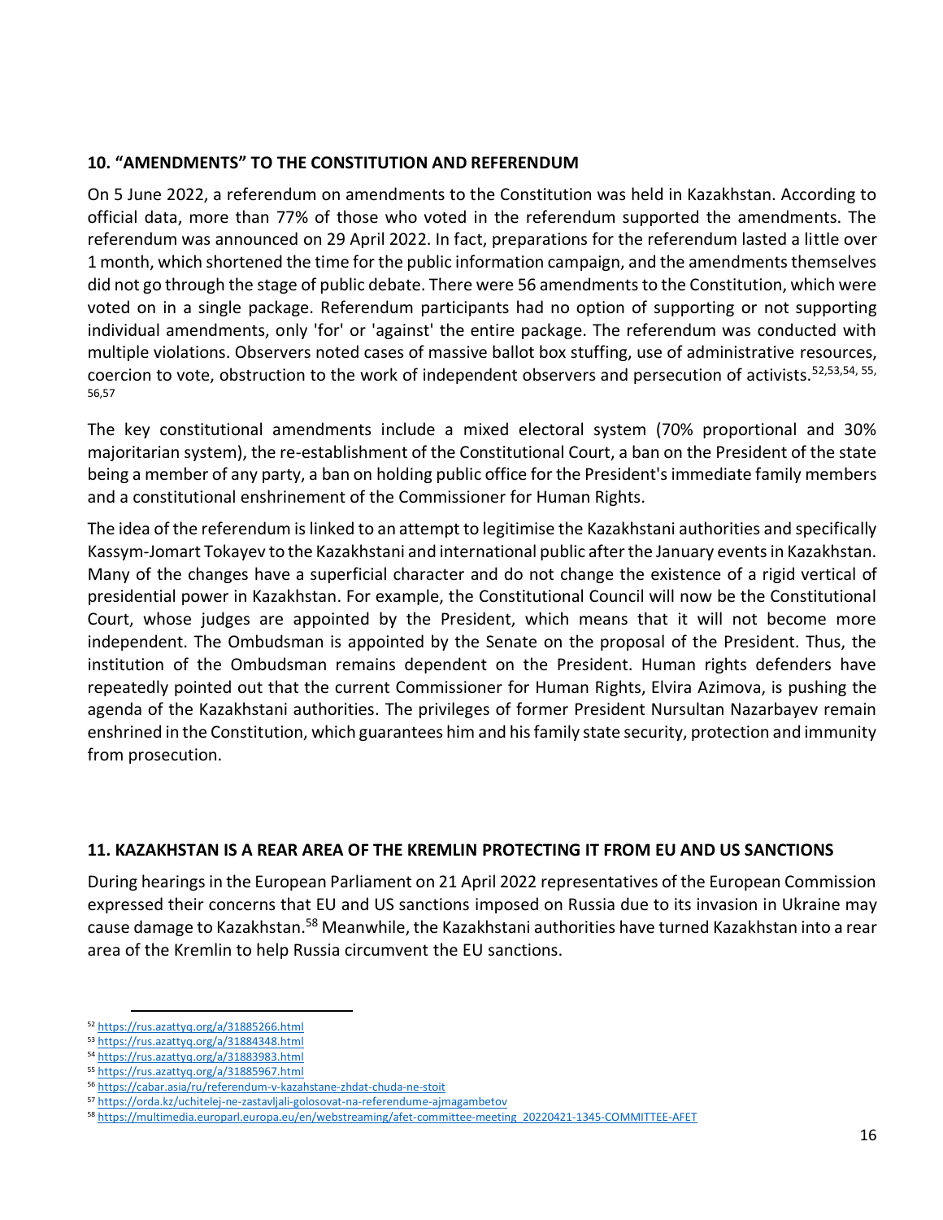## 10. "AMENDMENTS" TO THE CONSTITUTION AND REFERENDUM

On 5 June 2022, a referendum on amendments to the Constitution was held in Kazakhstan. According to official data, more than 77% of those who voted in the referendum supported the amendments. The referendum was announced on 29 April 2022. In fact, preparations for the referendum lasted a little over 1 month, which shortened the time for the public information campaign, and the amendments themselves did not go through the stage of public debate. There were 56 amendments to the Constitution, which were voted on in a single package. Referendum participants had no option of supporting or not supporting individual amendments, only 'for' or 'against' the entire package. The referendum was conducted with multiple violations. Observers noted cases of massive ballot box stuffing, use of administrative resources, coercion to vote, obstruction to the work of independent observers and persecution of activists.[52,53,54, 55, 56,57]

The key constitutional amendments include a mixed electoral system (70% proportional and 30% majoritarian system), the re-establishment of the Constitutional Court, a ban on the President of the state being a member of any party, a ban on holding public office for the President's immediate family members and a constitutional enshrinement of the Commissioner for Human Rights.

The idea of the referendum is linked to an attempt to legitimise the Kazakhstani authorities and specifically Kassym-Jomart Tokayev to the Kazakhstani and international public after the January events in Kazakhstan. Many of the changes have a superficial character and do not change the existence of a rigid vertical of presidential power in Kazakhstan. For example, the Constitutional Council will now be the Constitutional Court, whose judges are appointed by the President, which means that it will not become more independent. The Ombudsman is appointed by the Senate on the proposal of the President. Thus, the institution of the Ombudsman remains dependent on the President. Human rights defenders have repeatedly pointed out that the current Commissioner for Human Rights, Elvira Azimova, is pushing the agenda of the Kazakhstani authorities. The privileges of former President Nursultan Nazarbayev remain enshrined in the Constitution, which guarantees him and his family state security, protection and immunity from prosecution.

## 11. KAZAKHSTAN IS A REAR AREA OF THE KREMLIN PROTECTING IT FROM EU AND US SANCTIONS

During hearings in the European Parliament on 21 April 2022 representatives of the European Commission expressed their concerns that EU and US sanctions imposed on Russia due to its invasion in Ukraine may cause damage to Kazakhstan.[58] Meanwhile, the Kazakhstani authorities have turned Kazakhstan into a rear area of the Kremlin to help Russia circumvent the EU sanctions.

---

[52] https://rus.azattyq.org/a/31885266.html

[53] https://rus.azattyq.org/a/31884348.html

[54] https://rus.azattyq.org/a/31883983.html

[55] https://rus.azattyq.org/a/31885967.html

[56] https://cabar.asia/ru/referendum-v-kazahstane-zhdat-chuda-ne-stoit

[57] https://orda.kz/uchitelej-ne-zastavljali-golosovat-na-referendume-ajmagambetov

[58] https://multimedia.europarl.europa.eu/en/webstreaming/afet-committee-meeting_20220421-1345-COMMITTEE-AFET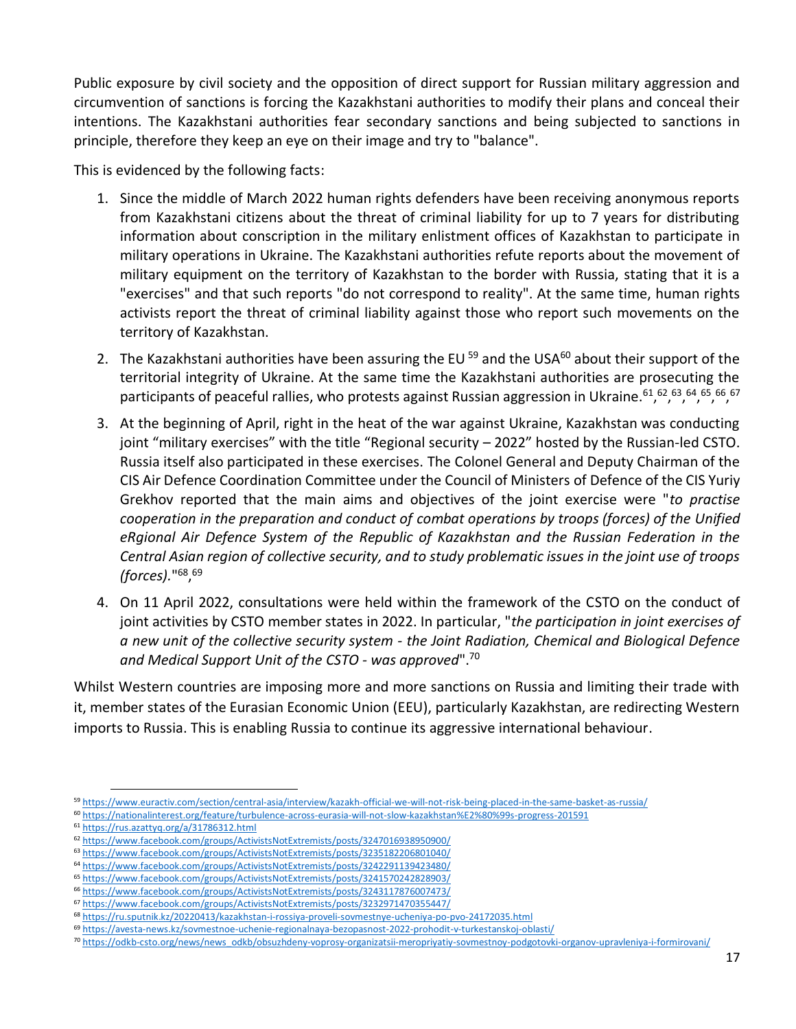Public exposure by civil society and the opposition of direct support for Russian military aggression and circumvention of sanctions is forcing the Kazakhstani authorities to modify their plans and conceal their intentions. The Kazakhstani authorities fear secondary sanctions and being subjected to sanctions in principle, therefore they keep an eye on their image and try to "balance".

This is evidenced by the following facts:

1. Since the middle of March 2022 human rights defenders have been receiving anonymous reports from Kazakhstani citizens about the threat of criminal liability for up to 7 years for distributing information about conscription in the military enlistment offices of Kazakhstan to participate in military operations in Ukraine. The Kazakhstani authorities refute reports about the movement of military equipment on the territory of Kazakhstan to the border with Russia, stating that it is a "exercises" and that such reports "do not correspond to reality". At the same time, human rights activists report the threat of criminal liability against those who report such movements on the territory of Kazakhstan.
2. The Kazakhstani authorities have been assuring the EU [59] and the USA[60] about their support of the territorial integrity of Ukraine. At the same time the Kazakhstani authorities are prosecuting the participants of peaceful rallies, who protests against Russian aggression in Ukraine.[61],[62],[63],[64],[65],[66],[67]
3. At the beginning of April, right in the heat of the war against Ukraine, Kazakhstan was conducting joint "military exercises" with the title "Regional security – 2022" hosted by the Russian-led CSTO. Russia itself also participated in these exercises. The Colonel General and Deputy Chairman of the CIS Air Defence Coordination Committee under the Council of Ministers of Defence of the CIS Yuriy Grekhov reported that the main aims and objectives of the joint exercise were "*to practise cooperation in the preparation and conduct of combat operations by troops (forces) of the Unified eRgional Air Defence System of the Republic of Kazakhstan and the Russian Federation in the Central Asian region of collective security, and to study problematic issues in the joint use of troops (forces).*"[68],[69]
4. On 11 April 2022, consultations were held within the framework of the CSTO on the conduct of joint activities by CSTO member states in 2022. In particular, "*the participation in joint exercises of a new unit of the collective security system - the Joint Radiation, Chemical and Biological Defence and Medical Support Unit of the CSTO - was approved*".[70]

Whilst Western countries are imposing more and more sanctions on Russia and limiting their trade with it, member states of the Eurasian Economic Union (EEU), particularly Kazakhstan, are redirecting Western imports to Russia. This is enabling Russia to continue its aggressive international behaviour.

---

[59] https://www.euractiv.com/section/central-asia/interview/kazakh-official-we-will-not-risk-being-placed-in-the-same-basket-as-russia/

[60] https://nationalinterest.org/feature/turbulence-across-eurasia-will-not-slow-kazakhstan%E2%80%99s-progress-201591

[61] https://rus.azattyq.org/a/31786312.html

[62] https://www.facebook.com/groups/ActivistsNotExtremists/posts/3247016938950900/

[63] https://www.facebook.com/groups/ActivistsNotExtremists/posts/3235182206801040/

[64] https://www.facebook.com/groups/ActivistsNotExtremists/posts/3242291139423480/

[65] https://www.facebook.com/groups/ActivistsNotExtremists/posts/3241570242828903/

[66] https://www.facebook.com/groups/ActivistsNotExtremists/posts/3243117876007473/

[67] https://www.facebook.com/groups/ActivistsNotExtremists/posts/3232971470355447/

[68] https://ru.sputnik.kz/20220413/kazakhstan-i-rossiya-proveli-sovmestnye-ucheniya-po-pvo-24172035.html

[69] https://avesta-news.kz/sovmestnoe-uchenie-regionalnaya-bezopasnost-2022-prohodit-v-turkestanskoj-oblasti/

[70] https://odkb-csto.org/news/news_odkb/obsuzhdeny-voprosy-organizatsii-meropriyatiy-sovmestnoy-podgotovki-organov-upravleniya-i-formirovani/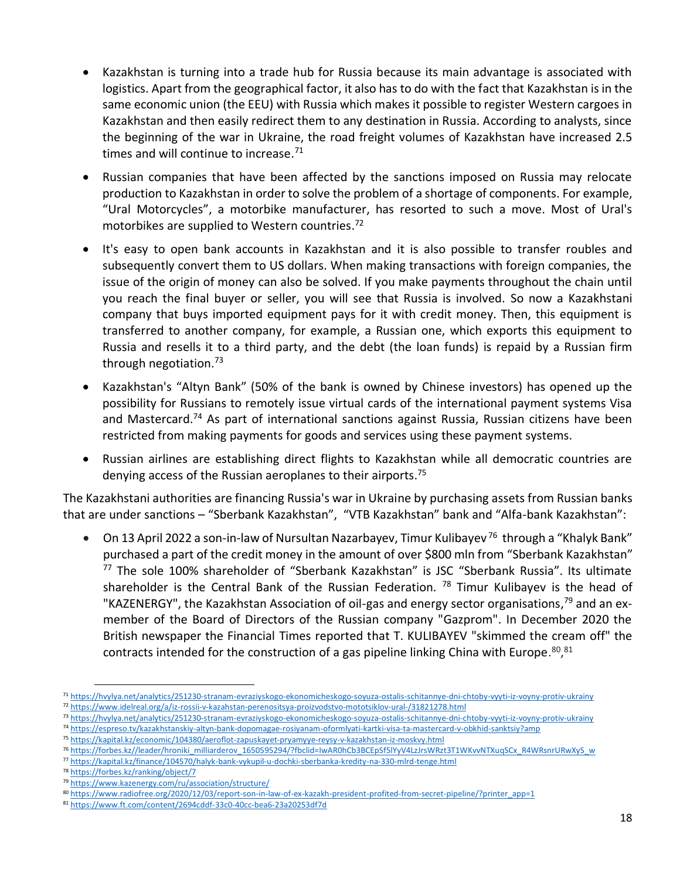- Kazakhstan is turning into a trade hub for Russia because its main advantage is associated with logistics. Apart from the geographical factor, it also has to do with the fact that Kazakhstan is in the same economic union (the EEU) with Russia which makes it possible to register Western cargoes in Kazakhstan and then easily redirect them to any destination in Russia. According to analysts, since the beginning of the war in Ukraine, the road freight volumes of Kazakhstan have increased 2.5 times and will continue to increase.[71]
- Russian companies that have been affected by the sanctions imposed on Russia may relocate production to Kazakhstan in order to solve the problem of a shortage of components. For example, "Ural Motorcycles", a motorbike manufacturer, has resorted to such a move. Most of Ural's motorbikes are supplied to Western countries.[72]
- It's easy to open bank accounts in Kazakhstan and it is also possible to transfer roubles and subsequently convert them to US dollars. When making transactions with foreign companies, the issue of the origin of money can also be solved. If you make payments throughout the chain until you reach the final buyer or seller, you will see that Russia is involved. So now a Kazakhstani company that buys imported equipment pays for it with credit money. Then, this equipment is transferred to another company, for example, a Russian one, which exports this equipment to Russia and resells it to a third party, and the debt (the loan funds) is repaid by a Russian firm through negotiation.[73]
- Kazakhstan's "Altyn Bank" (50% of the bank is owned by Chinese investors) has opened up the possibility for Russians to remotely issue virtual cards of the international payment systems Visa and Mastercard.[74] As part of international sanctions against Russia, Russian citizens have been restricted from making payments for goods and services using these payment systems.
- Russian airlines are establishing direct flights to Kazakhstan while all democratic countries are denying access of the Russian aeroplanes to their airports.[75]

The Kazakhstani authorities are financing Russia's war in Ukraine by purchasing assets from Russian banks that are under sanctions – "Sberbank Kazakhstan", "VTB Kazakhstan" bank and "Alfa-bank Kazakhstan":

- On 13 April 2022 a son-in-law of Nursultan Nazarbayev, Timur Kulibayev[76] through a "Khalyk Bank" purchased a part of the credit money in the amount of over $800 mln from "Sberbank Kazakhstan"[77] The sole 100% shareholder of "Sberbank Kazakhstan" is JSC "Sberbank Russia". Its ultimate shareholder is the Central Bank of the Russian Federation.[78] Timur Kulibayev is the head of "KAZENERGY", the Kazakhstan Association of oil-gas and energy sector organisations,[79] and an ex-member of the Board of Directors of the Russian company "Gazprom". In December 2020 the British newspaper the Financial Times reported that T. KULIBAYEV "skimmed the cream off" the contracts intended for the construction of a gas pipeline linking China with Europe.[80],[81]

---

[71] https://hvylya.net/analytics/251230-stranam-evraziyskogo-ekonomicheskogo-soyuza-ostalis-schitannye-dni-chtoby-vyyti-iz-voyny-protiv-ukrainy
[72] https://www.idelreal.org/a/iz-rossii-v-kazahstan-perenositsya-proizvodstvo-mototsiklov-ural-/31821278.html
[73] https://hvylya.net/analytics/251230-stranam-evraziyskogo-ekonomicheskogo-soyuza-ostalis-schitannye-dni-chtoby-vyyti-iz-voyny-protiv-ukrainy
[74] https://espreso.tv/kazakhstanskiy-altyn-bank-dopomagae-rosiyanam-oformlyati-kartki-visa-ta-mastercard-v-obkhid-sanktsiy?amp
[75] https://kapital.kz/economic/104380/aeroflot-zapuskayet-pryamyye-reysy-v-kazakhstan-iz-moskvy.html
[76] https://forbes.kz//leader/hroniki_milliarderov_1650595294/?fbclid=IwAR0hCb3BCEpSf5lYyV4LzJrsWRzt3T1WKvvNTXuqSCx_R4WRsnrURwXyS_w
[77] https://kapital.kz/finance/104570/halyk-bank-vykupil-u-dochki-sberbanka-kredity-na-330-mlrd-tenge.html
[78] https://forbes.kz/ranking/object/7
[79] https://www.kazenergy.com/ru/association/structure/
[80] https://www.radiofree.org/2020/12/03/report-son-in-law-of-ex-kazakh-president-profited-from-secret-pipeline/?printer_app=1
[81] https://www.ft.com/content/2694cddf-33c0-40cc-bea6-23a20253df7d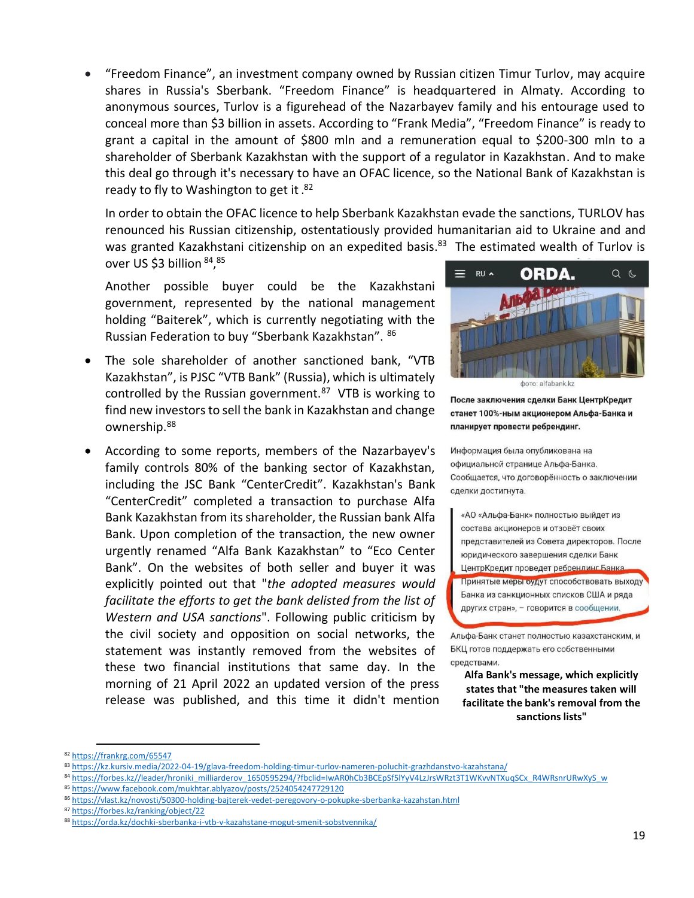- "Freedom Finance", an investment company owned by Russian citizen Timur Turlov, may acquire shares in Russia's Sberbank. "Freedom Finance" is headquartered in Almaty. According to anonymous sources, Turlov is a figurehead of the Nazarbayev family and his entourage used to conceal more than $3 billion in assets. According to "Frank Media", "Freedom Finance" is ready to grant a capital in the amount of $800 mln and a remuneration equal to $200-300 mln to a shareholder of Sberbank Kazakhstan with the support of a regulator in Kazakhstan. And to make this deal go through it's necessary to have an OFAC licence, so the National Bank of Kazakhstan is ready to fly to Washington to get it .[82]

  In order to obtain the OFAC licence to help Sberbank Kazakhstan evade the sanctions, TURLOV has renounced his Russian citizenship, ostentatiously provided humanitarian aid to Ukraine and and was granted Kazakhstani citizenship on an expedited basis.[83] The estimated wealth of Turlov is over US $3 billion [84],[85]

  Another possible buyer could be the Kazakhstani government, represented by the national management holding "Baiterek", which is currently negotiating with the Russian Federation to buy "Sberbank Kazakhstan". [86]

- The sole shareholder of another sanctioned bank, "VTB Kazakhstan", is PJSC "VTB Bank" (Russia), which is ultimately controlled by the Russian government.[87] VTB is working to find new investors to sell the bank in Kazakhstan and change ownership.[88]

- According to some reports, members of the Nazarbayev's family controls 80% of the banking sector of Kazakhstan, including the JSC Bank "CenterCredit". Kazakhstan's Bank "CenterCredit" completed a transaction to purchase Alfa Bank Kazakhstan from its shareholder, the Russian bank Alfa Bank. Upon completion of the transaction, the new owner urgently renamed "Alfa Bank Kazakhstan" to "Eco Center Bank". On the websites of both seller and buyer it was explicitly pointed out that "*the adopted measures would facilitate the efforts to get the bank delisted from the list of Western and USA sanctions*". Following public criticism by the civil society and opposition on social networks, the statement was instantly removed from the websites of these two financial institutions that same day. In the morning of 21 April 2022 an updated version of the press release was published, and this time it didn't mention

ORDA.

фото: alfabank.kz

**После заключения сделки Банк ЦентрКредит станет 100%-ным акционером Альфа-Банка и планирует провести ребрендинг.**

Информация была опубликована на официальной странице Альфа-Банка. Сообщается, что договорённость о заключении сделки достигнута.

> «АО «Альфа-Банк» полностью выйдет из состава акционеров и отзовёт своих представителей из Совета директоров. После юридического завершения сделки Банк ЦентрКредит проведет ребрендинг Банка. Принятые меры будут способствовать выходу Банка из санкционных списков США и ряда других стран», – говорится в сообщении.

Альфа-Банк станет полностью казахстанским, и БЦК готов поддержать его собственными средствами.

**Alfa Bank's message, which explicitly states that "the measures taken will facilitate the bank's removal from the sanctions lists"**

---

[82] https://frankrg.com/65547
[83] https://kz.kursiv.media/2022-04-19/glava-freedom-holding-timur-turlov-nameren-poluchit-grazhdanstvo-kazakhstana/
[84] https://forbes.kz//leader/hroniki_milliarderov_1650595294/?fbclid=IwAR0hCb3BCEpSf5lYyV4LzJrsWRzt3T1WKvvNTXuqSCx_R4WRsnrURwXyS_w
[85] https://www.facebook.com/mukhtar.ablyazov/posts/2524054247729120
[86] https://vlast.kz/novosti/50300-holding-bajterek-vedet-peregovory-o-pokupke-sberbanka-kazahstan.html
[87] https://forbes.kz/ranking/object/22
[88] https://orda.kz/dochki-sberbanka-i-vtb-v-kazahstane-mogut-smenit-sobstvennika/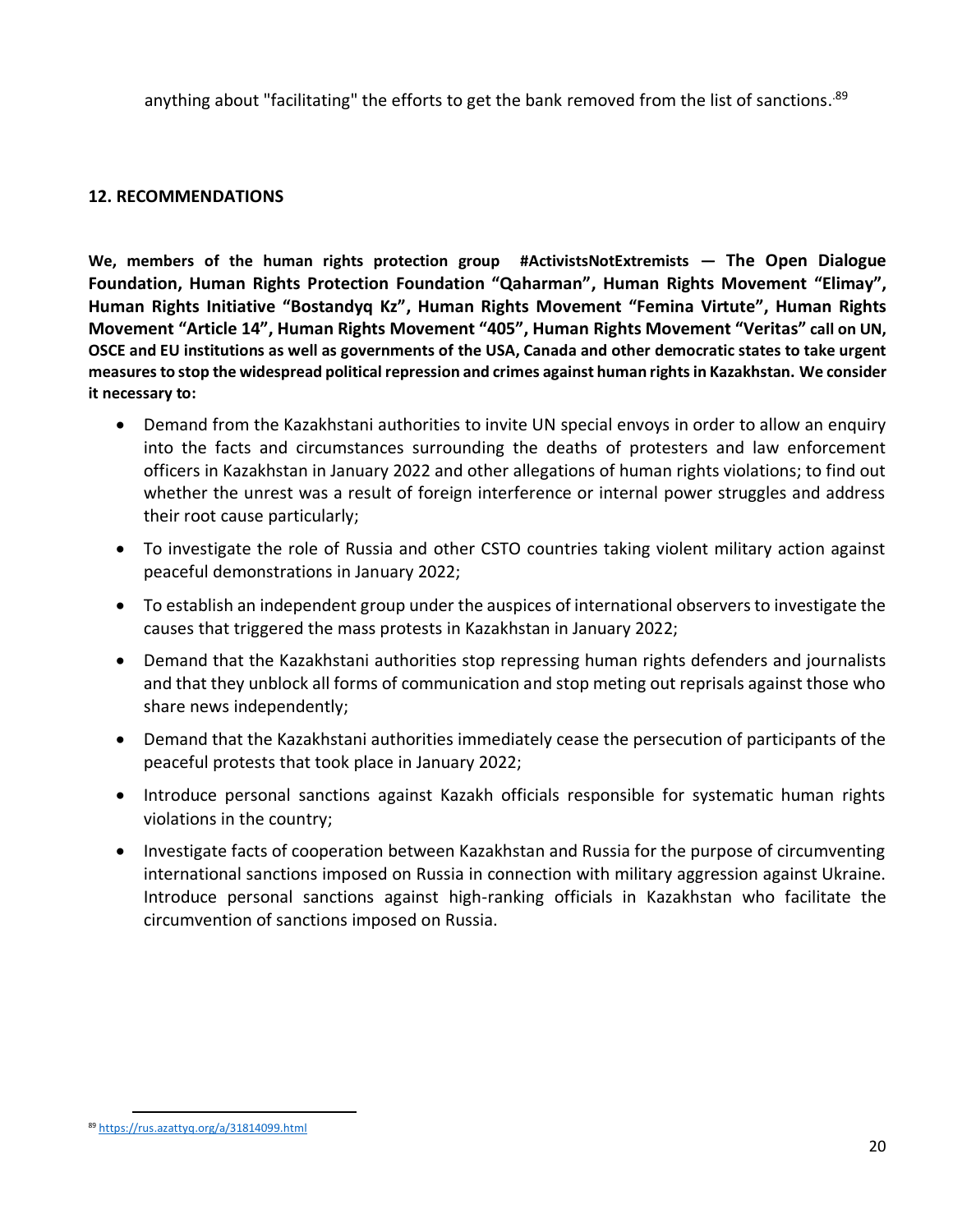anything about "facilitating" the efforts to get the bank removed from the list of sanctions.[89]

## 12. RECOMMENDATIONS

**We, members of the human rights protection group #ActivistsNotExtremists — The Open Dialogue Foundation, Human Rights Protection Foundation "Qaharman", Human Rights Movement "Elimay", Human Rights Initiative "Bostandyq Kz", Human Rights Movement "Femina Virtute", Human Rights Movement "Article 14", Human Rights Movement "405", Human Rights Movement "Veritas" call on UN, OSCE and EU institutions as well as governments of the USA, Canada and other democratic states to take urgent measures to stop the widespread political repression and crimes against human rights in Kazakhstan. We consider it necessary to:**

- Demand from the Kazakhstani authorities to invite UN special envoys in order to allow an enquiry into the facts and circumstances surrounding the deaths of protesters and law enforcement officers in Kazakhstan in January 2022 and other allegations of human rights violations; to find out whether the unrest was a result of foreign interference or internal power struggles and address their root cause particularly;
- To investigate the role of Russia and other CSTO countries taking violent military action against peaceful demonstrations in January 2022;
- To establish an independent group under the auspices of international observers to investigate the causes that triggered the mass protests in Kazakhstan in January 2022;
- Demand that the Kazakhstani authorities stop repressing human rights defenders and journalists and that they unblock all forms of communication and stop meting out reprisals against those who share news independently;
- Demand that the Kazakhstani authorities immediately cease the persecution of participants of the peaceful protests that took place in January 2022;
- Introduce personal sanctions against Kazakh officials responsible for systematic human rights violations in the country;
- Investigate facts of cooperation between Kazakhstan and Russia for the purpose of circumventing international sanctions imposed on Russia in connection with military aggression against Ukraine. Introduce personal sanctions against high-ranking officials in Kazakhstan who facilitate the circumvention of sanctions imposed on Russia.

---

[89] https://rus.azattyq.org/a/31814099.html